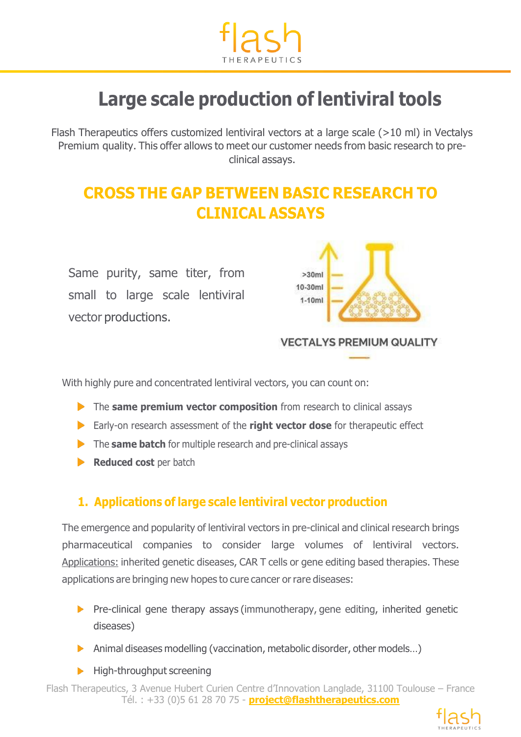# Large scale production of lentiviral tools

Flash Therapeutics offers customized lentiviral vectors at a large scale (>10 ml) in Vectalys Premium quality. This offer allows to meet our customer needs from basic research to pre-clinical assays.

## CROSS THE GAP BETWEEN BASIC RESEARCH TO CLINICAL ASSAYS

Same purity, same titer, from small to large scale lentiviral vector productions.

>30ml
10-30ml
1-10ml

VECTALYS PREMIUM QUALITY

With highly pure and concentrated lentiviral vectors, you can count on:

- The **same premium vector composition** from research to clinical assays
- Early-on research assessment of the **right vector dose** for therapeutic effect
- The **same batch** for multiple research and pre-clinical assays
- **Reduced cost** per batch

### 1. Applications of large scale lentiviral vector production

The emergence and popularity of lentiviral vectors in pre-clinical and clinical research brings pharmaceutical companies to consider large volumes of lentiviral vectors. Applications: inherited genetic diseases, CAR T cells or gene editing based therapies. These applications are bringing new hopes to cure cancer or rare diseases:

- Pre-clinical gene therapy assays (immunotherapy, gene editing, inherited genetic diseases)
- Animal diseases modelling (vaccination, metabolic disorder, other models…)
- High-throughput screening

Flash Therapeutics, 3 Avenue Hubert Curien Centre d'Innovation Langlade, 31100 Toulouse – France
Tél. : +33 (0)5 61 28 70 75 - **project@flashtherapeutics.com**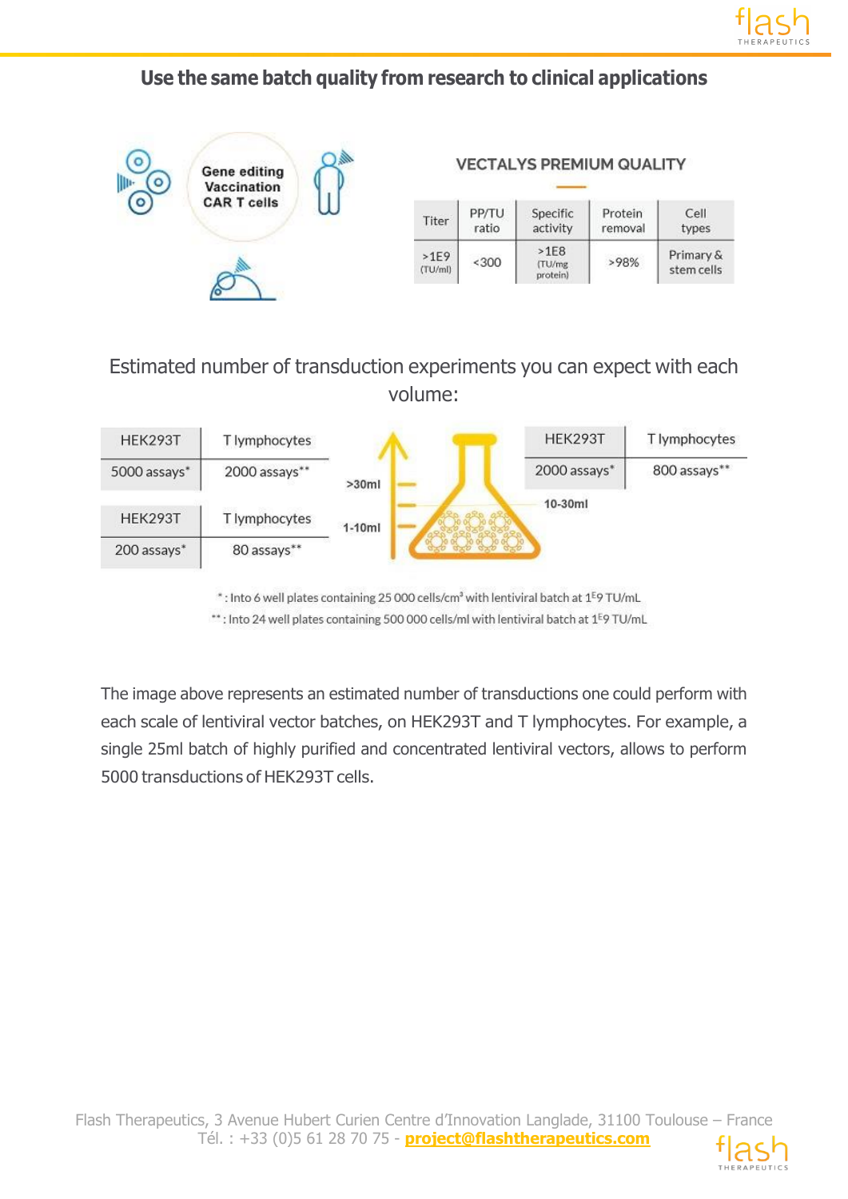## Use the same batch quality from research to clinical applications

Gene editing
Vaccination
CAR T cells

**VECTALYS PREMIUM QUALITY**

| Titer | PP/TU ratio | Specific activity | Protein removal | Cell types |
|---|---|---|---|---|
| >1E9 (TU/ml) | <300 | >1E8 (TU/mg protein) | >98% | Primary & stem cells |

Estimated number of transduction experiments you can expect with each volume:

>30ml

| HEK293T | T lymphocytes |
|---|---|
| 5000 assays* | 2000 assays** |

10-30ml

| HEK293T | T lymphocytes |
|---|---|
| 2000 assays* | 800 assays** |

1-10ml

| HEK293T | T lymphocytes |
|---|---|
| 200 assays* | 80 assays** |

* : Into 6 well plates containing 25 000 cells/cm² with lentiviral batch at 1E9 TU/mL

** : Into 24 well plates containing 500 000 cells/ml with lentiviral batch at 1E9 TU/mL

The image above represents an estimated number of transductions one could perform with each scale of lentiviral vector batches, on HEK293T and T lymphocytes. For example, a single 25ml batch of highly purified and concentrated lentiviral vectors, allows to perform 5000 transductions of HEK293T cells.

Flash Therapeutics, 3 Avenue Hubert Curien Centre d'Innovation Langlade, 31100 Toulouse – France
Tél. : +33 (0)5 61 28 70 75 - **project@flashtherapeutics.com**